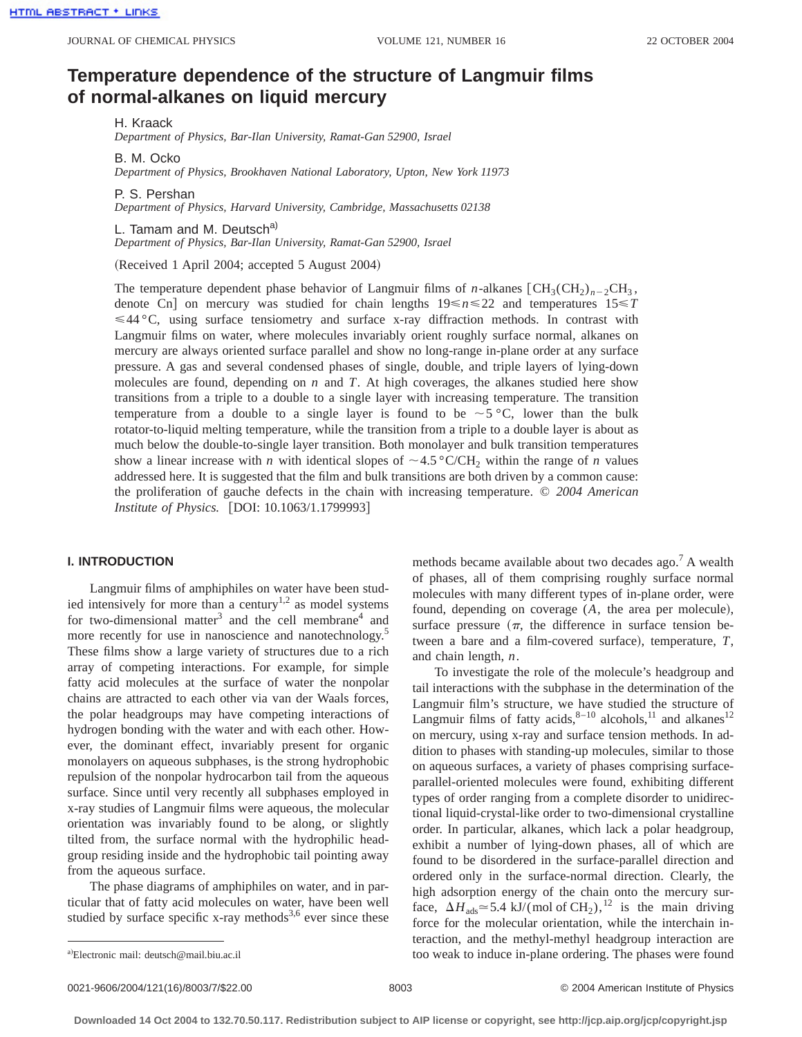# Temperature dependence of the structure of Langmuir films of normal-alkanes on liquid mercury

H. Kraack
*Department of Physics, Bar-Ilan University, Ramat-Gan 52900, Israel*

B. M. Ocko
*Department of Physics, Brookhaven National Laboratory, Upton, New York 11973*

P. S. Pershan
*Department of Physics, Harvard University, Cambridge, Massachusetts 02138*

L. Tamam and M. Deutsch[a)]
*Department of Physics, Bar-Ilan University, Ramat-Gan 52900, Israel*

(Received 1 April 2004; accepted 5 August 2004)

The temperature dependent phase behavior of Langmuir films of *n*-alkanes [$CH_3(CH_2)_{n-2}CH_3$, denote Cn] on mercury was studied for chain lengths $19 \leqslant n \leqslant 22$ and temperatures $15 \leqslant T \leqslant 44\,°C$, using surface tensiometry and surface x-ray diffraction methods. In contrast with Langmuir films on water, where molecules invariably orient roughly surface normal, alkanes on mercury are always oriented surface parallel and show no long-range in-plane order at any surface pressure. A gas and several condensed phases of single, double, and triple layers of lying-down molecules are found, depending on *n* and *T*. At high coverages, the alkanes studied here show transitions from a triple to a double to a single layer with increasing temperature. The transition temperature from a double to a single layer is found to be $\sim 5\,°C$, lower than the bulk rotator-to-liquid melting temperature, while the transition from a triple to a double layer is about as much below the double-to-single layer transition. Both monolayer and bulk transition temperatures show a linear increase with *n* with identical slopes of $\sim 4.5\,°C/CH_2$ within the range of *n* values addressed here. It is suggested that the film and bulk transitions are both driven by a common cause: the proliferation of gauche defects in the chain with increasing temperature. © *2004 American Institute of Physics.* [DOI: 10.1063/1.1799993]

## I. INTRODUCTION

Langmuir films of amphiphiles on water have been studied intensively for more than a century[1,2] as model systems for two-dimensional matter[3] and the cell membrane[4] and more recently for use in nanoscience and nanotechnology.[5] These films show a large variety of structures due to a rich array of competing interactions. For example, for simple fatty acid molecules at the surface of water the nonpolar chains are attracted to each other via van der Waals forces, the polar headgroups may have competing interactions of hydrogen bonding with the water and with each other. However, the dominant effect, invariably present for organic monolayers on aqueous subphases, is the strong hydrophobic repulsion of the nonpolar hydrocarbon tail from the aqueous surface. Since until very recently all subphases employed in x-ray studies of Langmuir films were aqueous, the molecular orientation was invariably found to be along, or slightly tilted from, the surface normal with the hydrophilic headgroup residing inside and the hydrophobic tail pointing away from the aqueous surface.

The phase diagrams of amphiphiles on water, and in particular that of fatty acid molecules on water, have been well studied by surface specific x-ray methods[3,6] ever since these methods became available about two decades ago.[7] A wealth of phases, all of them comprising roughly surface normal molecules with many different types of in-plane order, were found, depending on coverage (*A*, the area per molecule), surface pressure ($\pi$, the difference in surface tension between a bare and a film-covered surface), temperature, *T*, and chain length, *n*.

To investigate the role of the molecule's headgroup and tail interactions with the subphase in the determination of the Langmuir film's structure, we have studied the structure of Langmuir films of fatty acids,[8–10] alcohols,[11] and alkanes[12] on mercury, using x-ray and surface tension methods. In addition to phases with standing-up molecules, similar to those on aqueous surfaces, a variety of phases comprising surface-parallel-oriented molecules were found, exhibiting different types of order ranging from a complete disorder to unidirectional liquid-crystal-like order to two-dimensional crystalline order. In particular, alkanes, which lack a polar headgroup, exhibit a number of lying-down phases, all of which are found to be disordered in the surface-parallel direction and ordered only in the surface-normal direction. Clearly, the high adsorption energy of the chain onto the mercury surface, $\Delta H_{ads} \simeq 5.4$ kJ/(mol of $CH_2$),[12] is the main driving force for the molecular orientation, while the interchain interaction, and the methyl-methyl headgroup interaction are too weak to induce in-plane ordering. The phases were found

[a)]Electronic mail: deutsch@mail.biu.ac.il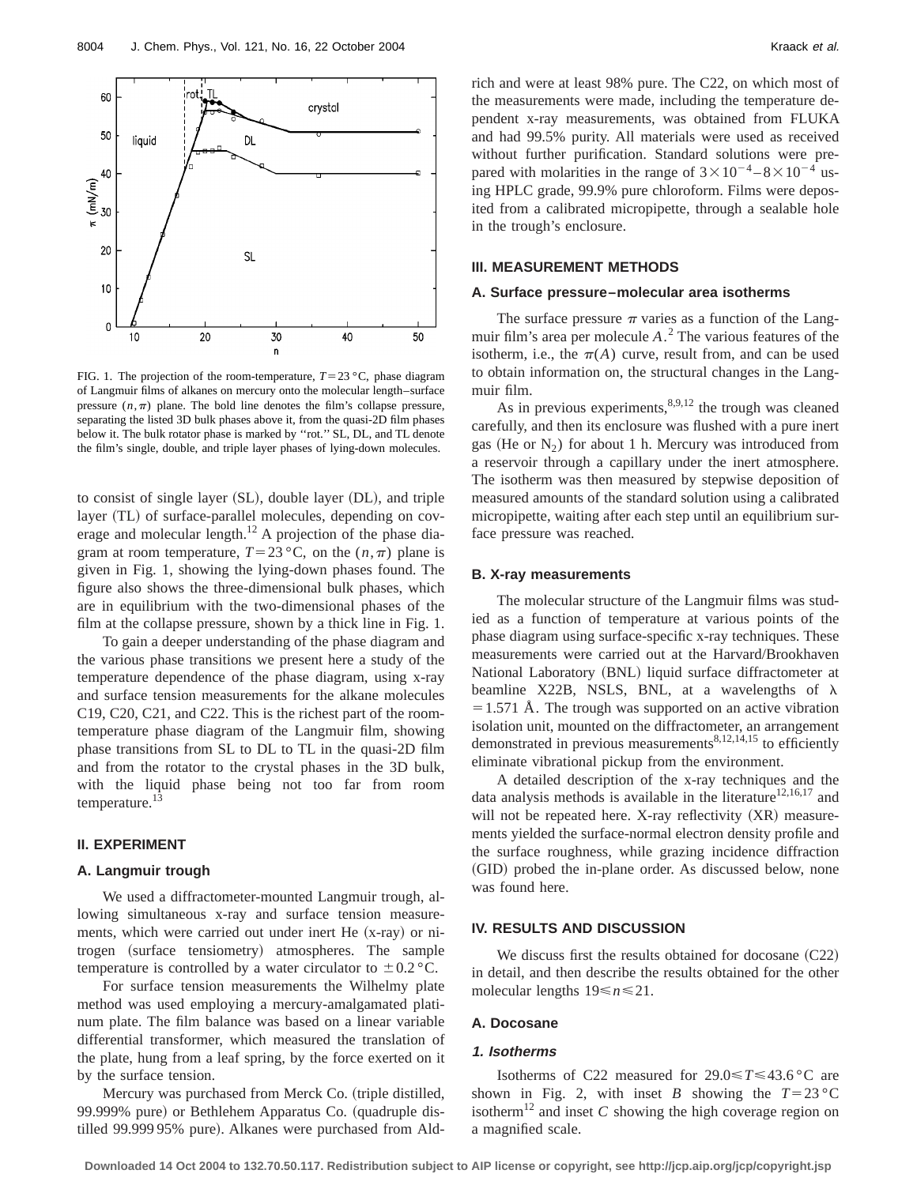FIG. 1. The projection of the room-temperature, $T = 23\,°\mathrm{C}$, phase diagram of Langmuir films of alkanes on mercury onto the molecular length–surface pressure $(n,\pi)$ plane. The bold line denotes the film's collapse pressure, separating the listed 3D bulk phases above it, from the quasi-2D film phases below it. The bulk rotator phase is marked by "rot." SL, DL, and TL denote the film's single, double, and triple layer phases of lying-down molecules.

to consist of single layer (SL), double layer (DL), and triple layer (TL) of surface-parallel molecules, depending on coverage and molecular length.[12] A projection of the phase diagram at room temperature, $T = 23\,°\mathrm{C}$, on the $(n,\pi)$ plane is given in Fig. 1, showing the lying-down phases found. The figure also shows the three-dimensional bulk phases, which are in equilibrium with the two-dimensional phases of the film at the collapse pressure, shown by a thick line in Fig. 1.

To gain a deeper understanding of the phase diagram and the various phase transitions we present here a study of the temperature dependence of the phase diagram, using x-ray and surface tension measurements for the alkane molecules C19, C20, C21, and C22. This is the richest part of the room-temperature phase diagram of the Langmuir film, showing phase transitions from SL to DL to TL in the quasi-2D film and from the rotator to the crystal phases in the 3D bulk, with the liquid phase being not too far from room temperature.[13]

## II. EXPERIMENT

### A. Langmuir trough

We used a diffractometer-mounted Langmuir trough, allowing simultaneous x-ray and surface tension measurements, which were carried out under inert He (x-ray) or nitrogen (surface tensiometry) atmospheres. The sample temperature is controlled by a water circulator to $\pm 0.2\,°\mathrm{C}$.

For surface tension measurements the Wilhelmy plate method was used employing a mercury-amalgamated platinum plate. The film balance was based on a linear variable differential transformer, which measured the translation of the plate, hung from a leaf spring, by the force exerted on it by the surface tension.

Mercury was purchased from Merck Co. (triple distilled, 99.999% pure) or Bethlehem Apparatus Co. (quadruple distilled 99.999 95% pure). Alkanes were purchased from Aldrich and were at least 98% pure. The C22, on which most of the measurements were made, including the temperature dependent x-ray measurements, was obtained from FLUKA and had 99.5% purity. All materials were used as received without further purification. Standard solutions were prepared with molarities in the range of $3\times10^{-4}$–$8\times10^{-4}$ using HPLC grade, 99.9% pure chloroform. Films were deposited from a calibrated micropipette, through a sealable hole in the trough's enclosure.

## III. MEASUREMENT METHODS

### A. Surface pressure–molecular area isotherms

The surface pressure $\pi$ varies as a function of the Langmuir film's area per molecule $A$.[2] The various features of the isotherm, i.e., the $\pi(A)$ curve, result from, and can be used to obtain information on, the structural changes in the Langmuir film.

As in previous experiments,[8,9,12] the trough was cleaned carefully, and then its enclosure was flushed with a pure inert gas (He or $N_2$) for about 1 h. Mercury was introduced from a reservoir through a capillary under the inert atmosphere. The isotherm was then measured by stepwise deposition of measured amounts of the standard solution using a calibrated micropipette, waiting after each step until an equilibrium surface pressure was reached.

### B. X-ray measurements

The molecular structure of the Langmuir films was studied as a function of temperature at various points of the phase diagram using surface-specific x-ray techniques. These measurements were carried out at the Harvard/Brookhaven National Laboratory (BNL) liquid surface diffractometer at beamline X22B, NSLS, BNL, at a wavelengths of $\lambda = 1.571\,\text{Å}$. The trough was supported on an active vibration isolation unit, mounted on the diffractometer, an arrangement demonstrated in previous measurements[8,12,14,15] to efficiently eliminate vibrational pickup from the environment.

A detailed description of the x-ray techniques and the data analysis methods is available in the literature[12,16,17] and will not be repeated here. X-ray reflectivity (XR) measurements yielded the surface-normal electron density profile and the surface roughness, while grazing incidence diffraction (GID) probed the in-plane order. As discussed below, none was found here.

## IV. RESULTS AND DISCUSSION

We discuss first the results obtained for docosane (C22) in detail, and then describe the results obtained for the other molecular lengths $19 \leq n \leq 21$.

### A. Docosane

#### 1. Isotherms

Isotherms of C22 measured for $29.0 \leq T \leq 43.6\,°\mathrm{C}$ are shown in Fig. 2, with inset *B* showing the $T = 23\,°\mathrm{C}$ isotherm[12] and inset *C* showing the high coverage region on a magnified scale.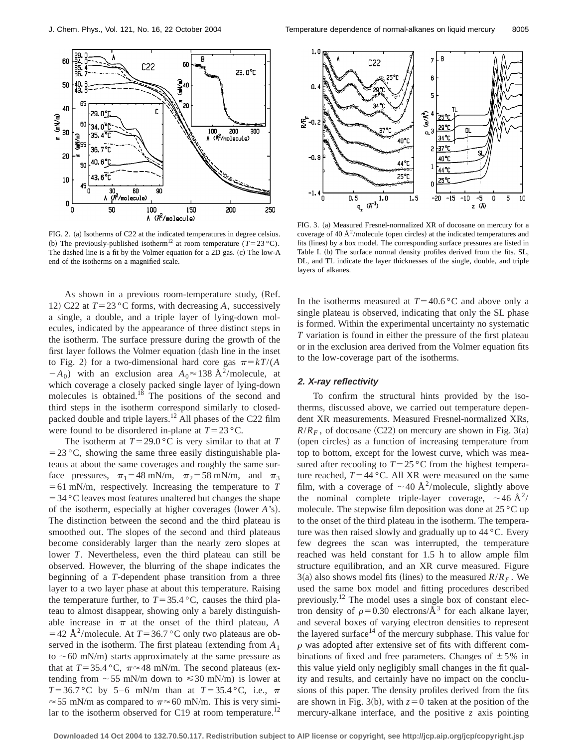FIG. 2. (a) Isotherms of C22 at the indicated temperatures in degree celsius. (b) The previously-published isotherm[12] at room temperature ($T=23\,°C$). The dashed line is a fit by the Volmer equation for a 2D gas. (c) The low-A end of the isotherms on a magnified scale.

FIG. 3. (a) Measured Fresnel-normalized XR of docosane on mercury for a coverage of 40 Å$^2$/molecule (open circles) at the indicated temperatures and fits (lines) by a box model. The corresponding surface pressures are listed in Table I. (b) The surface normal density profiles derived from the fits. SL, DL, and TL indicate the layer thicknesses of the single, double, and triple layers of alkanes.

As shown in a previous room-temperature study, (Ref. 12) C22 at $T=23\,°C$ forms, with decreasing $A$, successively a single, a double, and a triple layer of lying-down molecules, indicated by the appearance of three distinct steps in the isotherm. The surface pressure during the growth of the first layer follows the Volmer equation (dash line in the inset to Fig. 2) for a two-dimensional hard core gas $\pi=kT/(A-A_0)$ with an exclusion area $A_0\approx 138$ Å$^2$/molecule, at which coverage a closely packed single layer of lying-down molecules is obtained.[18] The positions of the second and third steps in the isotherm correspond similarly to closed-packed double and triple layers.[12] All phases of the C22 film were found to be disordered in-plane at $T=23\,°C$.

The isotherm at $T=29.0\,°C$ is very similar to that at $T=23\,°C$, showing the same three easily distinguishable plateaus at about the same coverages and roughly the same surface pressures, $\pi_1=48$ mN/m, $\pi_2=58$ mN/m, and $\pi_3=61$ mN/m, respectively. Increasing the temperature to $T=34\,°C$ leaves most features unaltered but changes the shape of the isotherm, especially at higher coverages (lower $A$'s). The distinction between the second and the third plateau is smoothed out. The slopes of the second and third plateaus become considerably larger than the nearly zero slopes at lower $T$. Nevertheless, even the third plateau can still be observed. However, the blurring of the shape indicates the beginning of a $T$-dependent phase transition from a three layer to a two layer phase at about this temperature. Raising the temperature further, to $T=35.4\,°C$, causes the third plateau to almost disappear, showing only a barely distinguishable increase in $\pi$ at the onset of the third plateau, $A=42$ Å$^2$/molecule. At $T=36.7\,°C$ only two plateaus are observed in the isotherm. The first plateau (extending from $A_1$ to $\sim 60$ mN/m) starts approximately at the same pressure as that at $T=35.4\,°C$, $\pi\approx 48$ mN/m. The second plateaus (extending from $\sim 55$ mN/m down to $\leqslant 30$ mN/m) is lower at $T=36.7\,°C$ by 5–6 mN/m than at $T=35.4\,°C$, i.e., $\pi\approx 55$ mN/m as compared to $\pi\approx 60$ mN/m. This is very similar to the isotherm observed for C19 at room temperature.[12]

In the isotherms measured at $T=40.6\,°C$ and above only a single plateau is observed, indicating that only the SL phase is formed. Within the experimental uncertainty no systematic $T$ variation is found in either the pressure of the first plateau or in the exclusion area derived from the Volmer equation fits to the low-coverage part of the isotherms.

### *2. X-ray reflectivity*

To confirm the structural hints provided by the isotherms, discussed above, we carried out temperature dependent XR measurements. Measured Fresnel-normalized XRs, $R/R_F$, of docosane (C22) on mercury are shown in Fig. 3(a) (open circles) as a function of increasing temperature from top to bottom, except for the lowest curve, which was measured after recooling to $T=25\,°C$ from the highest temperature reached, $T=44\,°C$. All XR were measured on the same film, with a coverage of $\sim 40$ Å$^2$/molecule, slightly above the nominal complete triple-layer coverage, $\sim 46$ Å$^2$/molecule. The stepwise film deposition was done at 25 °C up to the onset of the third plateau in the isotherm. The temperature was then raised slowly and gradually up to 44 °C. Every few degrees the scan was interrupted, the temperature reached was held constant for 1.5 h to allow ample film structure equilibration, and an XR curve measured. Figure 3(a) also shows model fits (lines) to the measured $R/R_F$. We used the same box model and fitting procedures described previously.[12] The model uses a single box of constant electron density of $\rho=0.30$ electrons/Å$^3$ for each alkane layer, and several boxes of varying electron densities to represent the layered surface[14] of the mercury subphase. This value for $\rho$ was adopted after extensive set of fits with different combinations of fixed and free parameters. Changes of $\pm 5\%$ in this value yield only negligibly small changes in the fit quality and results, and certainly have no impact on the conclusions of this paper. The density profiles derived from the fits are shown in Fig. 3(b), with $z=0$ taken at the position of the mercury-alkane interface, and the positive $z$ axis pointing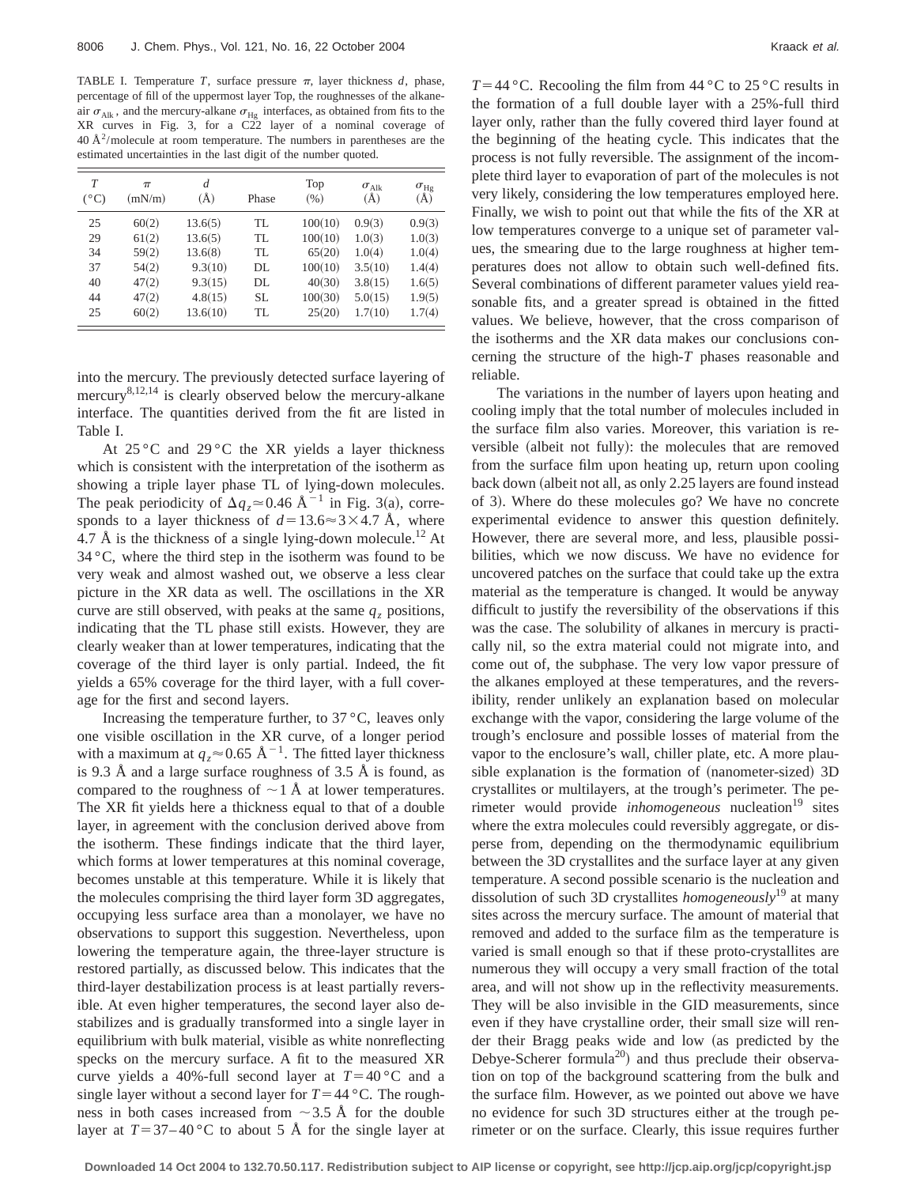TABLE I. Temperature $T$, surface pressure $\pi$, layer thickness $d$, phase, percentage of fill of the uppermost layer Top, the roughnesses of the alkane-air $\sigma_{\text{Alk}}$, and the mercury-alkane $\sigma_{\text{Hg}}$ interfaces, as obtained from fits to the XR curves in Fig. 3, for a C22 layer of a nominal coverage of 40 Å$^2$/molecule at room temperature. The numbers in parentheses are the estimated uncertainties in the last digit of the number quoted.

| $T$ (°C) | $\pi$ (mN/m) | $d$ (Å) | Phase | Top (%) | $\sigma_{\text{Alk}}$ (Å) | $\sigma_{\text{Hg}}$ (Å) |
|---|---|---|---|---|---|---|
| 25 | 60(2) | 13.6(5) | TL | 100(10) | 0.9(3) | 0.9(3) |
| 29 | 61(2) | 13.6(5) | TL | 100(10) | 1.0(3) | 1.0(3) |
| 34 | 59(2) | 13.6(8) | TL | 65(20) | 1.0(4) | 1.0(4) |
| 37 | 54(2) | 9.3(10) | DL | 100(10) | 3.5(10) | 1.4(4) |
| 40 | 47(2) | 9.3(15) | DL | 40(30) | 3.8(15) | 1.6(5) |
| 44 | 47(2) | 4.8(15) | SL | 100(30) | 5.0(15) | 1.9(5) |
| 25 | 60(2) | 13.6(10) | TL | 25(20) | 1.7(10) | 1.7(4) |

into the mercury. The previously detected surface layering of mercury[8,12,14] is clearly observed below the mercury-alkane interface. The quantities derived from the fit are listed in Table I.

At 25 °C and 29 °C the XR yields a layer thickness which is consistent with the interpretation of the isotherm as showing a triple layer phase TL of lying-down molecules. The peak periodicity of $\Delta q_z \simeq 0.46$ Å$^{-1}$ in Fig. 3(a), corresponds to a layer thickness of $d = 13.6 \approx 3 \times 4.7$ Å, where 4.7 Å is the thickness of a single lying-down molecule.[12] At 34 °C, where the third step in the isotherm was found to be very weak and almost washed out, we observe a less clear picture in the XR data as well. The oscillations in the XR curve are still observed, with peaks at the same $q_z$ positions, indicating that the TL phase still exists. However, they are clearly weaker than at lower temperatures, indicating that the coverage of the third layer is only partial. Indeed, the fit yields a 65% coverage for the third layer, with a full coverage for the first and second layers.

Increasing the temperature further, to 37 °C, leaves only one visible oscillation in the XR curve, of a longer period with a maximum at $q_z \approx 0.65$ Å$^{-1}$. The fitted layer thickness is 9.3 Å and a large surface roughness of 3.5 Å is found, as compared to the roughness of $\sim 1$ Å at lower temperatures. The XR fit yields here a thickness equal to that of a double layer, in agreement with the conclusion derived above from the isotherm. These findings indicate that the third layer, which forms at lower temperatures at this nominal coverage, becomes unstable at this temperature. While it is likely that the molecules comprising the third layer form 3D aggregates, occupying less surface area than a monolayer, we have no observations to support this suggestion. Nevertheless, upon lowering the temperature again, the three-layer structure is restored partially, as discussed below. This indicates that the third-layer destabilization process is at least partially reversible. At even higher temperatures, the second layer also destabilizes and is gradually transformed into a single layer in equilibrium with bulk material, visible as white nonreflecting specks on the mercury surface. A fit to the measured XR curve yields a 40%-full second layer at $T = 40$ °C and a single layer without a second layer for $T = 44$ °C. The roughness in both cases increased from $\sim 3.5$ Å for the double layer at $T = 37$–$40$ °C to about 5 Å for the single layer at $T = 44$ °C. Recooling the film from 44 °C to 25 °C results in the formation of a full double layer with a 25%-full third layer only, rather than the fully covered third layer found at the beginning of the heating cycle. This indicates that the process is not fully reversible. The assignment of the incomplete third layer to evaporation of part of the molecules is not very likely, considering the low temperatures employed here. Finally, we wish to point out that while the fits of the XR at low temperatures converge to a unique set of parameter values, the smearing due to the large roughness at higher temperatures does not allow to obtain such well-defined fits. Several combinations of different parameter values yield reasonable fits, and a greater spread is obtained in the fitted values. We believe, however, that the cross comparison of the isotherms and the XR data makes our conclusions concerning the structure of the high-$T$ phases reasonable and reliable.

The variations in the number of layers upon heating and cooling imply that the total number of molecules included in the surface film also varies. Moreover, this variation is reversible (albeit not fully): the molecules that are removed from the surface film upon heating up, return upon cooling back down (albeit not all, as only 2.25 layers are found instead of 3). Where do these molecules go? We have no concrete experimental evidence to answer this question definitely. However, there are several more, and less, plausible possibilities, which we now discuss. We have no evidence for uncovered patches on the surface that could take up the extra material as the temperature is changed. It would be anyway difficult to justify the reversibility of the observations if this was the case. The solubility of alkanes in mercury is practically nil, so the extra material could not migrate into, and come out of, the subphase. The very low vapor pressure of the alkanes employed at these temperatures, and the reversibility, render unlikely an explanation based on molecular exchange with the vapor, considering the large volume of the trough's enclosure and possible losses of material from the vapor to the enclosure's wall, chiller plate, etc. A more plausible explanation is the formation of (nanometer-sized) 3D crystallites or multilayers, at the trough's perimeter. The perimeter would provide *inhomogeneous* nucleation[19] sites where the extra molecules could reversibly aggregate, or disperse from, depending on the thermodynamic equilibrium between the 3D crystallites and the surface layer at any given temperature. A second possible scenario is the nucleation and dissolution of such 3D crystallites *homogeneously*[19] at many sites across the mercury surface. The amount of material that removed and added to the surface film as the temperature is varied is small enough so that if these proto-crystallites are numerous they will occupy a very small fraction of the total area, and will not show up in the reflectivity measurements. They will be also invisible in the GID measurements, since even if they have crystalline order, their small size will render their Bragg peaks wide and low (as predicted by the Debye-Scherer formula[20]) and thus preclude their observation on top of the background scattering from the bulk and the surface film. However, as we pointed out above we have no evidence for such 3D structures either at the trough perimeter or on the surface. Clearly, this issue requires further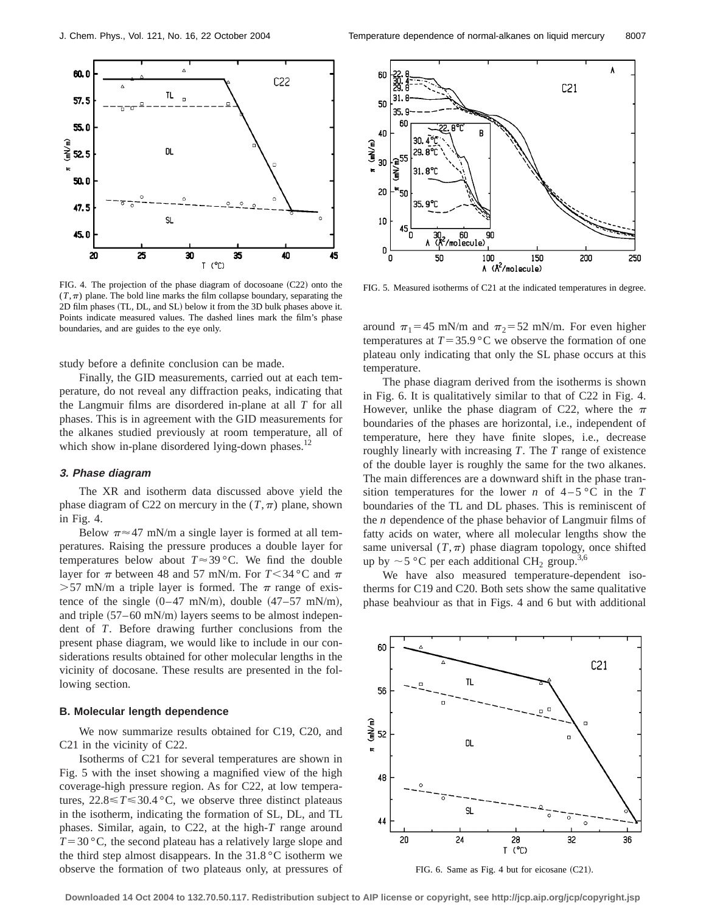FIG. 4. The projection of the phase diagram of docosoane (C22) onto the $(T,\pi)$ plane. The bold line marks the film collapse boundary, separating the 2D film phases (TL, DL, and SL) below it from the 3D bulk phases above it. Points indicate measured values. The dashed lines mark the film's phase boundaries, and are guides to the eye only.

study before a definite conclusion can be made.

Finally, the GID measurements, carried out at each temperature, do not reveal any diffraction peaks, indicating that the Langmuir films are disordered in-plane at all $T$ for all phases. This is in agreement with the GID measurements for the alkanes studied previously at room temperature, all of which show in-plane disordered lying-down phases.[12]

### 3. Phase diagram

The XR and isotherm data discussed above yield the phase diagram of C22 on mercury in the $(T,\pi)$ plane, shown in Fig. 4.

Below $\pi \approx 47$ mN/m a single layer is formed at all temperatures. Raising the pressure produces a double layer for temperatures below about $T \approx 39\,°C$. We find the double layer for $\pi$ between 48 and 57 mN/m. For $T < 34\,°C$ and $\pi > 57$ mN/m a triple layer is formed. The $\pi$ range of existence of the single (0–47 mN/m), double (47–57 mN/m), and triple (57–60 mN/m) layers seems to be almost independent of $T$. Before drawing further conclusions from the present phase diagram, we would like to include in our considerations results obtained for other molecular lengths in the vicinity of docosane. These results are presented in the following section.

## B. Molecular length dependence

We now summarize results obtained for C19, C20, and C21 in the vicinity of C22.

Isotherms of C21 for several temperatures are shown in Fig. 5 with the inset showing a magnified view of the high coverage-high pressure region. As for C22, at low temperatures, $22.8 \leqslant T \leqslant 30.4\,°C$, we observe three distinct plateaus in the isotherm, indicating the formation of SL, DL, and TL phases. Similar, again, to C22, at the high-$T$ range around $T = 30\,°C$, the second plateau has a relatively large slope and the third step almost disappears. In the $31.8\,°C$ isotherm we observe the formation of two plateaus only, at pressures of around $\pi_1 = 45$ mN/m and $\pi_2 = 52$ mN/m. For even higher temperatures at $T = 35.9\,°C$ we observe the formation of one plateau only indicating that only the SL phase occurs at this temperature.

FIG. 5. Measured isotherms of C21 at the indicated temperatures in degree.

The phase diagram derived from the isotherms is shown in Fig. 6. It is qualitatively similar to that of C22 in Fig. 4. However, unlike the phase diagram of C22, where the $\pi$ boundaries of the phases are horizontal, i.e., independent of temperature, here they have finite slopes, i.e., decrease roughly linearly with increasing $T$. The $T$ range of existence of the double layer is roughly the same for the two alkanes. The main differences are a downward shift in the phase transition temperatures for the lower $n$ of 4–5 °C in the $T$ boundaries of the TL and DL phases. This is reminiscent of the $n$ dependence of the phase behavior of Langmuir films of fatty acids on water, where all molecular lengths show the same universal $(T,\pi)$ phase diagram topology, once shifted up by $\sim 5\,°C$ per each additional $CH_2$ group.[3,6]

We have also measured temperature-dependent isotherms for C19 and C20. Both sets show the same qualitative phase beahviour as that in Figs. 4 and 6 but with additional

FIG. 6. Same as Fig. 4 but for eicosane (C21).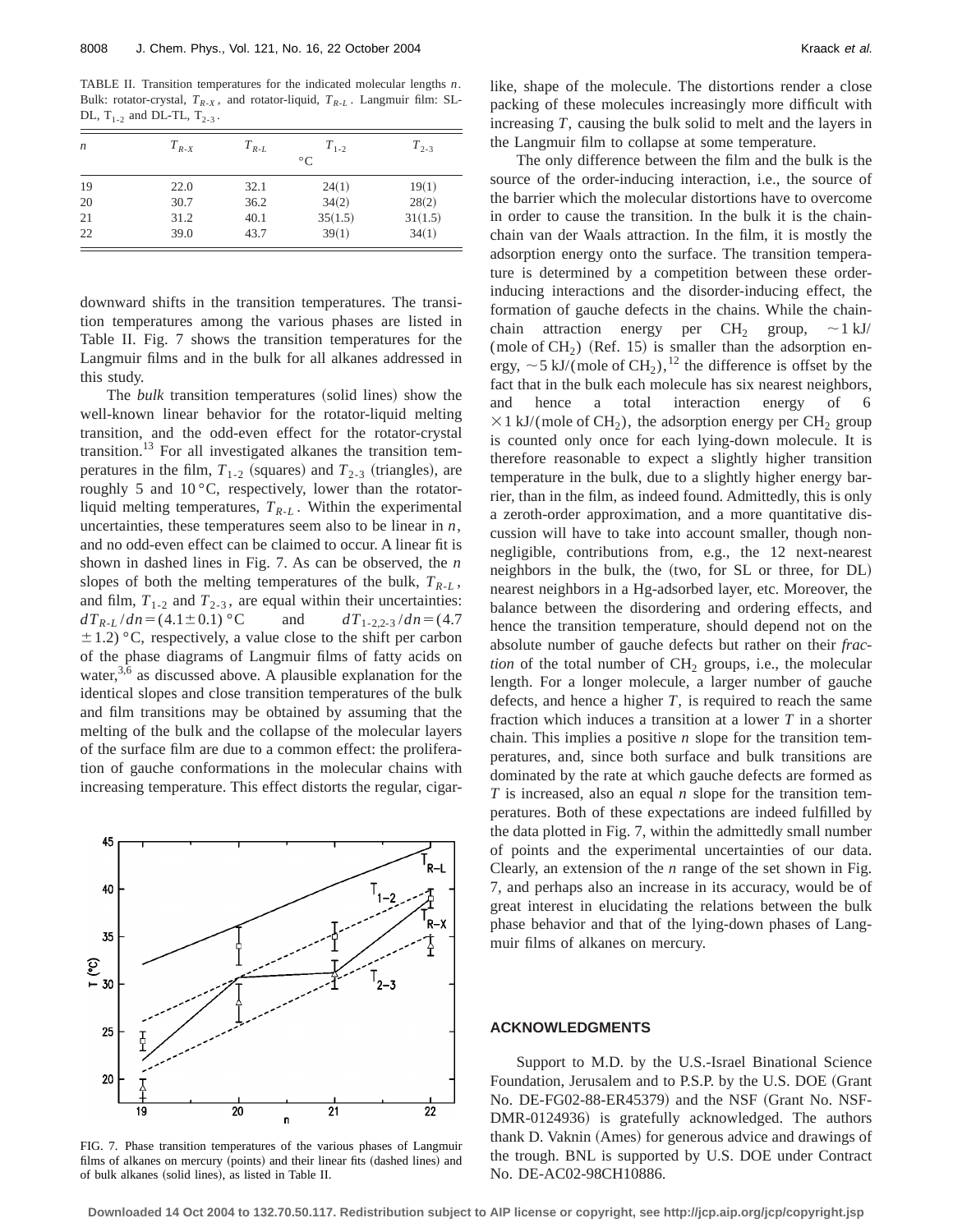TABLE II. Transition temperatures for the indicated molecular lengths $n$. Bulk: rotator-crystal, $T_{R\text{-}X}$, and rotator-liquid, $T_{R\text{-}L}$. Langmuir film: SL-DL, $T_{1\text{-}2}$ and DL-TL, $T_{2\text{-}3}$.

| $n$ | $T_{R\text{-}X}$ | $T_{R\text{-}L}$ | $T_{1\text{-}2}$ | $T_{2\text{-}3}$ |
|---|---|---|---|---|
| | | | °C | |
| 19 | 22.0 | 32.1 | 24(1) | 19(1) |
| 20 | 30.7 | 36.2 | 34(2) | 28(2) |
| 21 | 31.2 | 40.1 | 35(1.5) | 31(1.5) |
| 22 | 39.0 | 43.7 | 39(1) | 34(1) |

downward shifts in the transition temperatures. The transition temperatures among the various phases are listed in Table II. Fig. 7 shows the transition temperatures for the Langmuir films and in the bulk for all alkanes addressed in this study.

The *bulk* transition temperatures (solid lines) show the well-known linear behavior for the rotator-liquid melting transition, and the odd-even effect for the rotator-crystal transition.[13] For all investigated alkanes the transition temperatures in the film, $T_{1\text{-}2}$ (squares) and $T_{2\text{-}3}$ (triangles), are roughly 5 and 10 °C, respectively, lower than the rotator-liquid melting temperatures, $T_{R\text{-}L}$. Within the experimental uncertainties, these temperatures seem also to be linear in $n$, and no odd-even effect can be claimed to occur. A linear fit is shown in dashed lines in Fig. 7. As can be observed, the $n$ slopes of both the melting temperatures of the bulk, $T_{R\text{-}L}$, and film, $T_{1\text{-}2}$ and $T_{2\text{-}3}$, are equal within their uncertainties: $dT_{R\text{-}L}/dn = (4.1 \pm 0.1)$ °C and $dT_{1\text{-}2,2\text{-}3}/dn = (4.7 \pm 1.2)$ °C, respectively, a value close to the shift per carbon of the phase diagrams of Langmuir films of fatty acids on water,[3,6] as discussed above. A plausible explanation for the identical slopes and close transition temperatures of the bulk and film transitions may be obtained by assuming that the melting of the bulk and the collapse of the molecular layers of the surface film are due to a common effect: the proliferation of gauche conformations in the molecular chains with increasing temperature. This effect distorts the regular, cigar-like, shape of the molecule. The distortions render a close packing of these molecules increasingly more difficult with increasing $T$, causing the bulk solid to melt and the layers in the Langmuir film to collapse at some temperature.

FIG. 7. Phase transition temperatures of the various phases of Langmuir films of alkanes on mercury (points) and their linear fits (dashed lines) and of bulk alkanes (solid lines), as listed in Table II.

The only difference between the film and the bulk is the source of the order-inducing interaction, i.e., the source of the barrier which the molecular distortions have to overcome in order to cause the transition. In the bulk it is the chain-chain van der Waals attraction. In the film, it is mostly the adsorption energy onto the surface. The transition temperature is determined by a competition between these order-inducing interactions and the disorder-inducing effect, the formation of gauche defects in the chains. While the chain-chain attraction energy per $CH_2$ group, ~1 kJ/(mole of $CH_2$) (Ref. 15) is smaller than the adsorption energy, ~5 kJ/(mole of $CH_2$),[12] the difference is offset by the fact that in the bulk each molecule has six nearest neighbors, and hence a total interaction energy of $6 \times 1$ kJ/(mole of $CH_2$), the adsorption energy per $CH_2$ group is counted only once for each lying-down molecule. It is therefore reasonable to expect a slightly higher transition temperature in the bulk, due to a slightly higher energy barrier, than in the film, as indeed found. Admittedly, this is only a zeroth-order approximation, and a more quantitative discussion will have to take into account smaller, though non-negligible, contributions from, e.g., the 12 next-nearest neighbors in the bulk, the (two, for SL or three, for DL) nearest neighbors in a Hg-adsorbed layer, etc. Moreover, the balance between the disordering and ordering effects, and hence the transition temperature, should depend not on the absolute number of gauche defects but rather on their *fraction* of the total number of $CH_2$ groups, i.e., the molecular length. For a longer molecule, a larger number of gauche defects, and hence a higher $T$, is required to reach the same fraction which induces a transition at a lower $T$ in a shorter chain. This implies a positive $n$ slope for the transition temperatures, and, since both surface and bulk transitions are dominated by the rate at which gauche defects are formed as $T$ is increased, also an equal $n$ slope for the transition temperatures. Both of these expectations are indeed fulfilled by the data plotted in Fig. 7, within the admittedly small number of points and the experimental uncertainties of our data. Clearly, an extension of the $n$ range of the set shown in Fig. 7, and perhaps also an increase in its accuracy, would be of great interest in elucidating the relations between the bulk phase behavior and that of the lying-down phases of Langmuir films of alkanes on mercury.

## ACKNOWLEDGMENTS

Support to M.D. by the U.S.-Israel Binational Science Foundation, Jerusalem and to P.S.P. by the U.S. DOE (Grant No. DE-FG02-88-ER45379) and the NSF (Grant No. NSF-DMR-0124936) is gratefully acknowledged. The authors thank D. Vaknin (Ames) for generous advice and drawings of the trough. BNL is supported by U.S. DOE under Contract No. DE-AC02-98CH10886.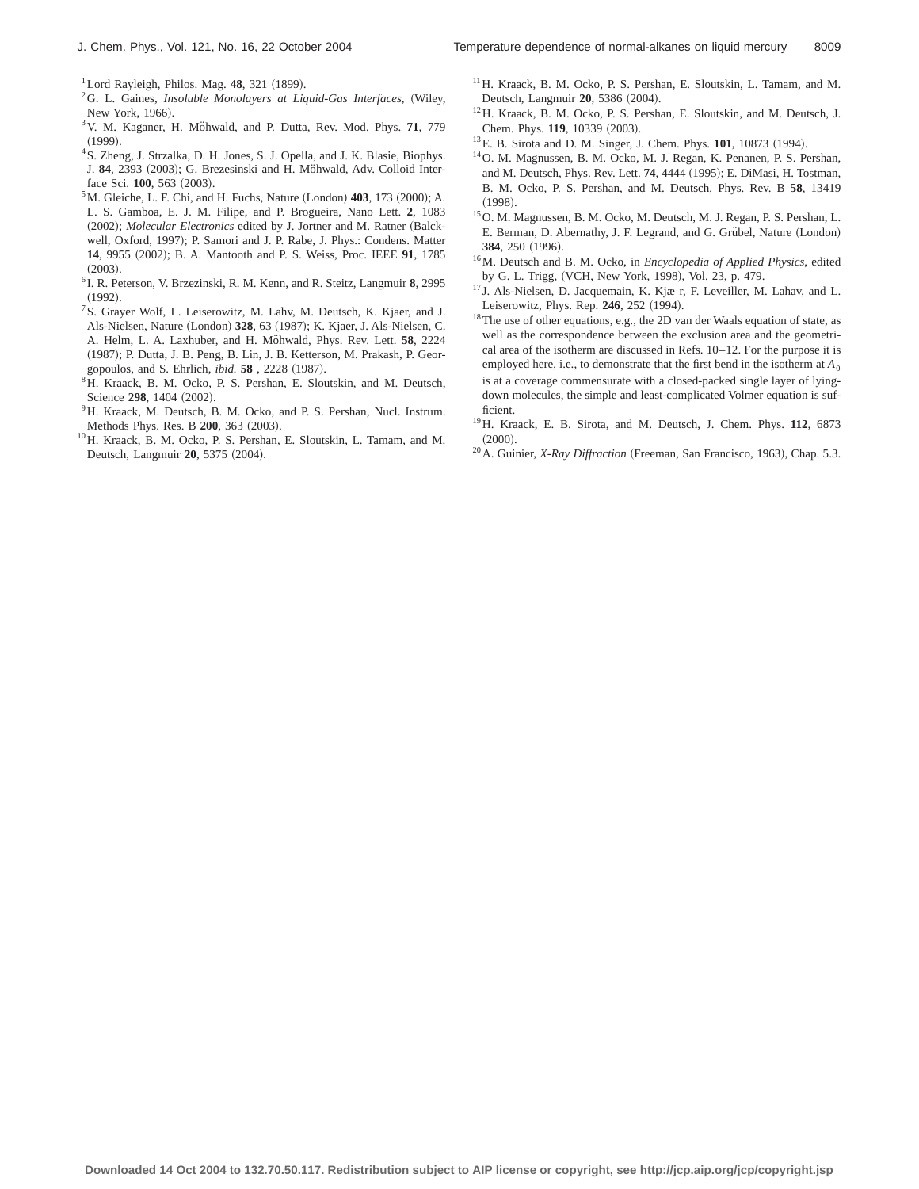[1] Lord Rayleigh, Philos. Mag. **48**, 321 (1899).

[2] G. L. Gaines, *Insoluble Monolayers at Liquid-Gas Interfaces*, (Wiley, New York, 1966).

[3] V. M. Kaganer, H. Möhwald, and P. Dutta, Rev. Mod. Phys. **71**, 779 (1999).

[4] S. Zheng, J. Strzalka, D. H. Jones, S. J. Opella, and J. K. Blasie, Biophys. J. **84**, 2393 (2003); G. Brezesinski and H. Möhwald, Adv. Colloid Interface Sci. **100**, 563 (2003).

[5] M. Gleiche, L. F. Chi, and H. Fuchs, Nature (London) **403**, 173 (2000); A. L. S. Gamboa, E. J. M. Filipe, and P. Brogueira, Nano Lett. **2**, 1083 (2002); *Molecular Electronics* edited by J. Jortner and M. Ratner (Balckwell, Oxford, 1997); P. Samori and J. P. Rabe, J. Phys.: Condens. Matter **14**, 9955 (2002); B. A. Mantooth and P. S. Weiss, Proc. IEEE **91**, 1785 (2003).

[6] I. R. Peterson, V. Brzezinski, R. M. Kenn, and R. Steitz, Langmuir **8**, 2995 (1992).

[7] S. Grayer Wolf, L. Leiserowitz, M. Lahv, M. Deutsch, K. Kjaer, and J. Als-Nielsen, Nature (London) **328**, 63 (1987); K. Kjaer, J. Als-Nielsen, C. A. Helm, L. A. Laxhuber, and H. Möhwald, Phys. Rev. Lett. **58**, 2224 (1987); P. Dutta, J. B. Peng, B. Lin, J. B. Ketterson, M. Prakash, P. Georgopoulos, and S. Ehrlich, *ibid.* **58** , 2228 (1987).

[8] H. Kraack, B. M. Ocko, P. S. Pershan, E. Sloutskin, and M. Deutsch, Science **298**, 1404 (2002).

[9] H. Kraack, M. Deutsch, B. M. Ocko, and P. S. Pershan, Nucl. Instrum. Methods Phys. Res. B **200**, 363 (2003).

[10] H. Kraack, B. M. Ocko, P. S. Pershan, E. Sloutskin, L. Tamam, and M. Deutsch, Langmuir **20**, 5375 (2004).

[11] H. Kraack, B. M. Ocko, P. S. Pershan, E. Sloutskin, L. Tamam, and M. Deutsch, Langmuir **20**, 5386 (2004).

[12] H. Kraack, B. M. Ocko, P. S. Pershan, E. Sloutskin, and M. Deutsch, J. Chem. Phys. **119**, 10339 (2003).

[13] E. B. Sirota and D. M. Singer, J. Chem. Phys. **101**, 10873 (1994).

[14] O. M. Magnussen, B. M. Ocko, M. J. Regan, K. Penanen, P. S. Pershan, and M. Deutsch, Phys. Rev. Lett. **74**, 4444 (1995); E. DiMasi, H. Tostman, B. M. Ocko, P. S. Pershan, and M. Deutsch, Phys. Rev. B **58**, 13419 (1998).

[15] O. M. Magnussen, B. M. Ocko, M. Deutsch, M. J. Regan, P. S. Pershan, L. E. Berman, D. Abernathy, J. F. Legrand, and G. Grübel, Nature (London) **384**, 250 (1996).

[16] M. Deutsch and B. M. Ocko, in *Encyclopedia of Applied Physics*, edited by G. L. Trigg, (VCH, New York, 1998), Vol. 23, p. 479.

[17] J. Als-Nielsen, D. Jacquemain, K. Kjæ r, F. Leveiller, M. Lahav, and L. Leiserowitz, Phys. Rep. **246**, 252 (1994).

[18] The use of other equations, e.g., the 2D van der Waals equation of state, as well as the correspondence between the exclusion area and the geometrical area of the isotherm are discussed in Refs. 10–12. For the purpose it is employed here, i.e., to demonstrate that the first bend in the isotherm at $A_0$ is at a coverage commensurate with a closed-packed single layer of lying-down molecules, the simple and least-complicated Volmer equation is sufficient.

[19] H. Kraack, E. B. Sirota, and M. Deutsch, J. Chem. Phys. **112**, 6873 (2000).

[20] A. Guinier, *X-Ray Diffraction* (Freeman, San Francisco, 1963), Chap. 5.3.